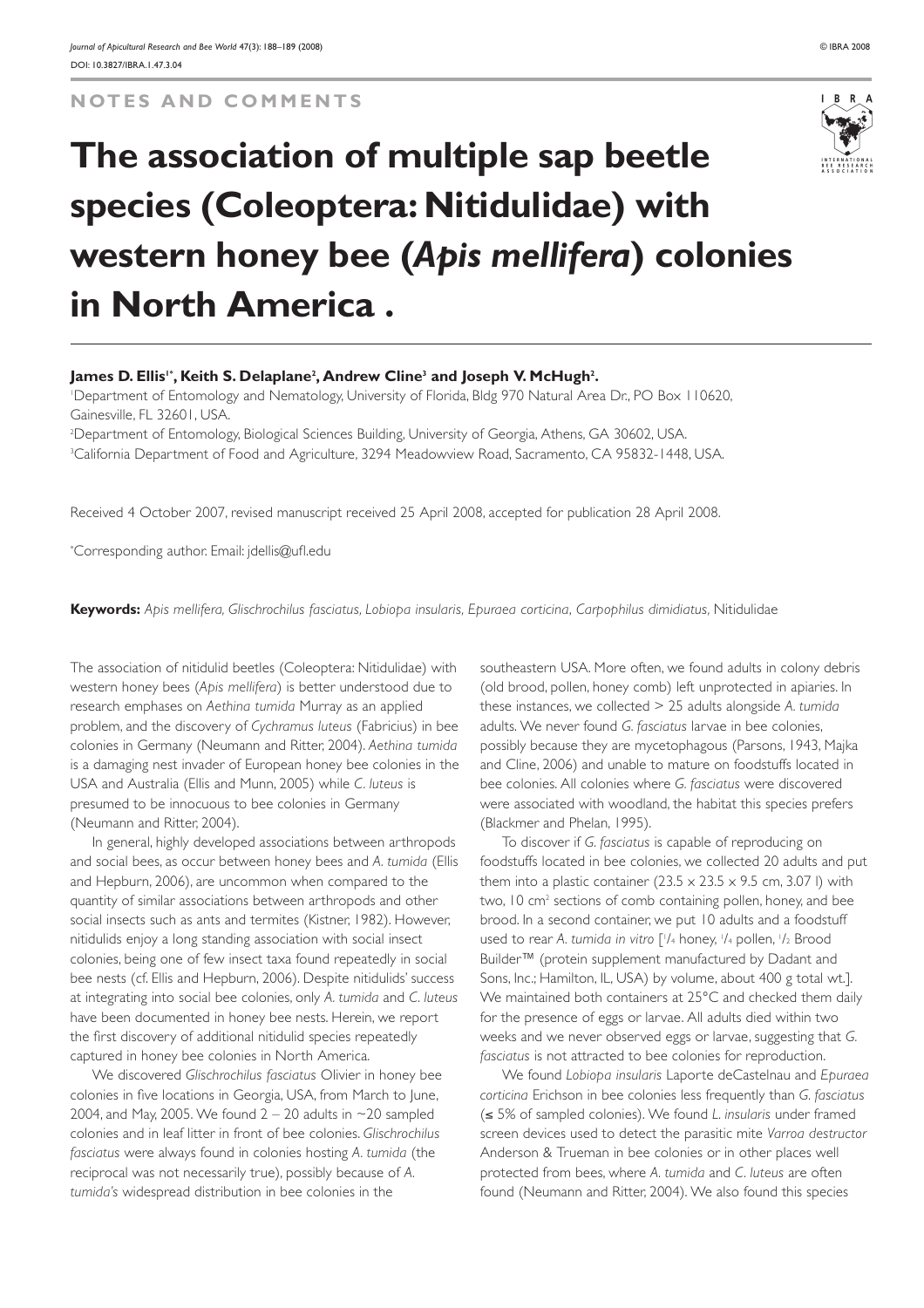NOTES AND COMMENTS

# The association of multiple sap beetle species (Coleoptera: Nitidulidae) with western honey bee (*Apis mellifera*) colonies in North America .

**James D. Ellis[1*], Keith S. Delaplane[2], Andrew Cline[3] and Joseph V. McHugh[2].**

[1]Department of Entomology and Nematology, University of Florida, Bldg 970 Natural Area Dr., PO Box 110620, Gainesville, FL 32601, USA.

[2]Department of Entomology, Biological Sciences Building, University of Georgia, Athens, GA 30602, USA.

[3]California Department of Food and Agriculture, 3294 Meadowview Road, Sacramento, CA 95832-1448, USA.

Received 4 October 2007, revised manuscript received 25 April 2008, accepted for publication 28 April 2008.

*Corresponding author: Email: jdellis@ufl.edu

**Keywords:** *Apis mellifera, Glischrochilus fasciatus, Lobiopa insularis, Epuraea corticina*, *Carpophilus dimidiatus*, Nitidulidae

The association of nitidulid beetles (Coleoptera: Nitidulidae) with western honey bees (*Apis mellifera*) is better understood due to research emphases on *Aethina tumida* Murray as an applied problem, and the discovery of *Cychramus luteus* (Fabricius) in bee colonies in Germany (Neumann and Ritter, 2004). *Aethina tumida* is a damaging nest invader of European honey bee colonies in the USA and Australia (Ellis and Munn, 2005) while *C. luteus* is presumed to be innocuous to bee colonies in Germany (Neumann and Ritter, 2004).

In general, highly developed associations between arthropods and social bees, as occur between honey bees and *A. tumida* (Ellis and Hepburn, 2006), are uncommon when compared to the quantity of similar associations between arthropods and other social insects such as ants and termites (Kistner, 1982). However, nitidulids enjoy a long standing association with social insect colonies, being one of few insect taxa found repeatedly in social bee nests (cf. Ellis and Hepburn, 2006). Despite nitidulids' success at integrating into social bee colonies, only *A. tumida* and *C. luteus* have been documented in honey bee nests. Herein, we report the first discovery of additional nitidulid species repeatedly captured in honey bee colonies in North America.

We discovered *Glischrochilus fasciatus* Olivier in honey bee colonies in five locations in Georgia, USA, from March to June, 2004, and May, 2005. We found 2 – 20 adults in ~20 sampled colonies and in leaf litter in front of bee colonies. *Glischrochilus fasciatus* were always found in colonies hosting *A. tumida* (the reciprocal was not necessarily true), possibly because of *A. tumida's* widespread distribution in bee colonies in the southeastern USA. More often, we found adults in colony debris (old brood, pollen, honey comb) left unprotected in apiaries. In these instances, we collected > 25 adults alongside *A. tumida* adults. We never found *G. fasciatus* larvae in bee colonies, possibly because they are mycetophagous (Parsons, 1943, Majka and Cline, 2006) and unable to mature on foodstuffs located in bee colonies. All colonies where *G. fasciatus* were discovered were associated with woodland, the habitat this species prefers (Blackmer and Phelan, 1995).

To discover if *G. fasciatus* is capable of reproducing on foodstuffs located in bee colonies, we collected 20 adults and put them into a plastic container (23.5 x 23.5 x 9.5 cm, 3.07 l) with two, 10 cm$^2$ sections of comb containing pollen, honey, and bee brood. In a second container, we put 10 adults and a foodstuff used to rear *A. tumida in vitro* [1/4 honey, 1/4 pollen, 1/2 Brood Builder™ (protein supplement manufactured by Dadant and Sons, Inc.; Hamilton, IL, USA) by volume, about 400 g total wt.]. We maintained both containers at 25°C and checked them daily for the presence of eggs or larvae. All adults died within two weeks and we never observed eggs or larvae, suggesting that *G. fasciatus* is not attracted to bee colonies for reproduction.

We found *Lobiopa insularis* Laporte deCastelnau and *Epuraea corticina* Erichson in bee colonies less frequently than *G. fasciatus* (≤ 5% of sampled colonies). We found *L. insularis* under framed screen devices used to detect the parasitic mite *Varroa destructor* Anderson & Trueman in bee colonies or in other places well protected from bees, where *A. tumida* and *C. luteus* are often found (Neumann and Ritter, 2004). We also found this species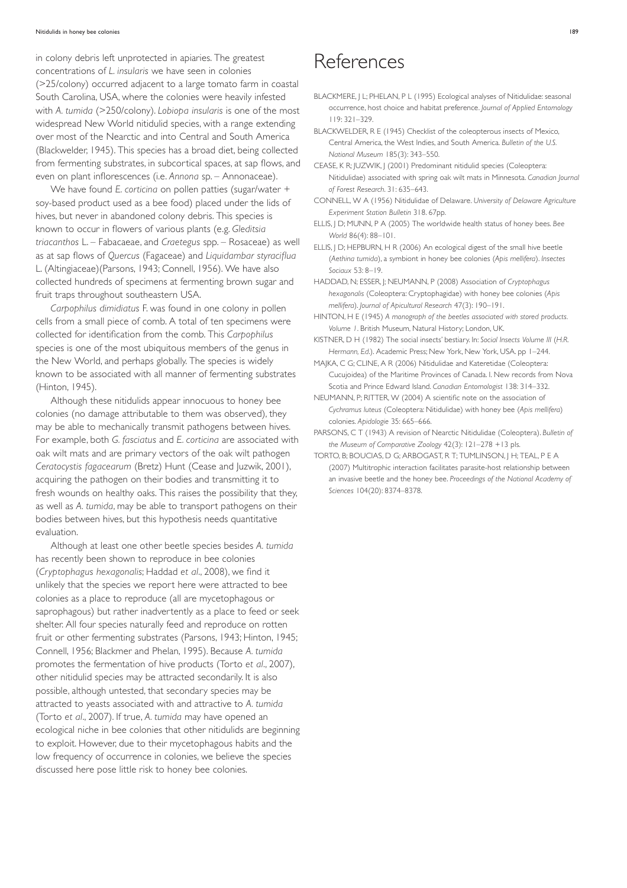in colony debris left unprotected in apiaries. The greatest concentrations of *L. insularis* we have seen in colonies (>25/colony) occurred adjacent to a large tomato farm in coastal South Carolina, USA, where the colonies were heavily infested with *A. tumida* (>250/colony). *Lobiopa insularis* is one of the most widespread New World nitidulid species, with a range extending over most of the Nearctic and into Central and South America (Blackwelder, 1945). This species has a broad diet, being collected from fermenting substrates, in subcortical spaces, at sap flows, and even on plant inflorescences (i.e. *Annona* sp. – Annonaceae).

We have found *E. corticina* on pollen patties (sugar/water + soy-based product used as a bee food) placed under the lids of hives, but never in abandoned colony debris. This species is known to occur in flowers of various plants (e.g. *Gleditsia triacanthos* L. – Fabacaeae, and *Craetegus* spp. – Rosaceae) as well as at sap flows of *Quercus* (Fagaceae) and *Liquidambar styraciflua* L. (Altingiaceae)(Parsons, 1943; Connell, 1956). We have also collected hundreds of specimens at fermenting brown sugar and fruit traps throughout southeastern USA.

*Carpophilus dimidiatus* F. was found in one colony in pollen cells from a small piece of comb. A total of ten specimens were collected for identification from the comb. This *Carpophilus* species is one of the most ubiquitous members of the genus in the New World, and perhaps globally. The species is widely known to be associated with all manner of fermenting substrates (Hinton, 1945).

Although these nitidulids appear innocuous to honey bee colonies (no damage attributable to them was observed), they may be able to mechanically transmit pathogens between hives. For example, both *G. fasciatus* and *E. corticina* are associated with oak wilt mats and are primary vectors of the oak wilt pathogen *Ceratocystis fagacearum* (Bretz) Hunt (Cease and Juzwik, 2001), acquiring the pathogen on their bodies and transmitting it to fresh wounds on healthy oaks. This raises the possibility that they, as well as *A. tumida*, may be able to transport pathogens on their bodies between hives, but this hypothesis needs quantitative evaluation.

Although at least one other beetle species besides *A. tumida* has recently been shown to reproduce in bee colonies (*Cryptophagus hexagonalis*; Haddad *et al*., 2008), we find it unlikely that the species we report here were attracted to bee colonies as a place to reproduce (all are mycetophagous or saprophagous) but rather inadvertently as a place to feed or seek shelter. All four species naturally feed and reproduce on rotten fruit or other fermenting substrates (Parsons, 1943; Hinton, 1945; Connell, 1956; Blackmer and Phelan, 1995). Because *A. tumida* promotes the fermentation of hive products (Torto *et al*., 2007), other nitidulid species may be attracted secondarily. It is also possible, although untested, that secondary species may be attracted to yeasts associated with and attractive to *A. tumida* (Torto *et al*., 2007). If true, *A. tumida* may have opened an ecological niche in bee colonies that other nitidulids are beginning to exploit. However, due to their mycetophagous habits and the low frequency of occurrence in colonies, we believe the species discussed here pose little risk to honey bee colonies.

# References

BLACKMERE, J L; PHELAN, P L (1995) Ecological analyses of Nitidulidae: seasonal occurrence, host choice and habitat preference. *Journal of Applied Entomology* 119: 321–329.

BLACKWELDER, R E (1945) Checklist of the coleopterous insects of Mexico, Central America, the West Indies, and South America. *Bulletin of the U.S. National Museum* 185(3): 343–550.

CEASE, K R; JUZWIK, J (2001) Predominant nitidulid species (Coleoptera: Nitidulidae) associated with spring oak wilt mats in Minnesota. *Canadian Journal of Forest Research.* 31: 635–643.

CONNELL, W A (1956) Nitidulidae of Delaware. *University of Delaware Agriculture Experiment Station Bulletin* 318. 67pp.

ELLIS, J D; MUNN, P A (2005) The worldwide health status of honey bees. *Bee World* 86(4): 88–101.

ELLIS, J D; HEPBURN, H R (2006) An ecological digest of the small hive beetle (*Aethina tumida*), a symbiont in honey bee colonies (*Apis mellifera*). *Insectes Sociaux* 53: 8–19.

HADDAD, N; ESSER, J; NEUMANN, P (2008) Association of *Cryptophagus hexagonalis* (Coleoptera: Cryptophagidae) with honey bee colonies (*Apis mellifera*). *Journal of Apicultural Research* 47(3): 190–191.

HINTON, H E (1945) *A monograph of the beetles associated with stored products. Volume 1*. British Museum, Natural History; London, UK.

KISTNER, D H (1982) The social insects' bestiary. In: *Social Insects Volume III* (*H.R. Hermann, Ed.*). Academic Press; New York, New York, USA. pp 1–244.

MAJKA, C G; CLINE, A R (2006) Nitidulidae and Kateretidae (Coleoptera: Cucujoidea) of the Maritime Provinces of Canada. I. New records from Nova Scotia and Prince Edward Island. *Canadian Entomologist* 138: 314–332.

NEUMANN, P; RITTER, W (2004) A scientific note on the association of *Cychramus luteus* (Coleoptera: Nitidulidae) with honey bee (*Apis mellifera*) colonies. *Apidologie* 35: 665–666.

PARSONS, C T (1943) A revision of Nearctic Nitidulidae (Coleoptera). *Bulletin of the Museum of Comparative Zoology* 42(3): 121–278 +13 pls.

TORTO, B; BOUCIAS, D G; ARBOGAST, R T; TUMLINSON, J H; TEAL, P E A (2007) Multitrophic interaction facilitates parasite-host relationship between an invasive beetle and the honey bee. *Proceedings of the National Academy of Sciences* 104(20): 8374–8378.